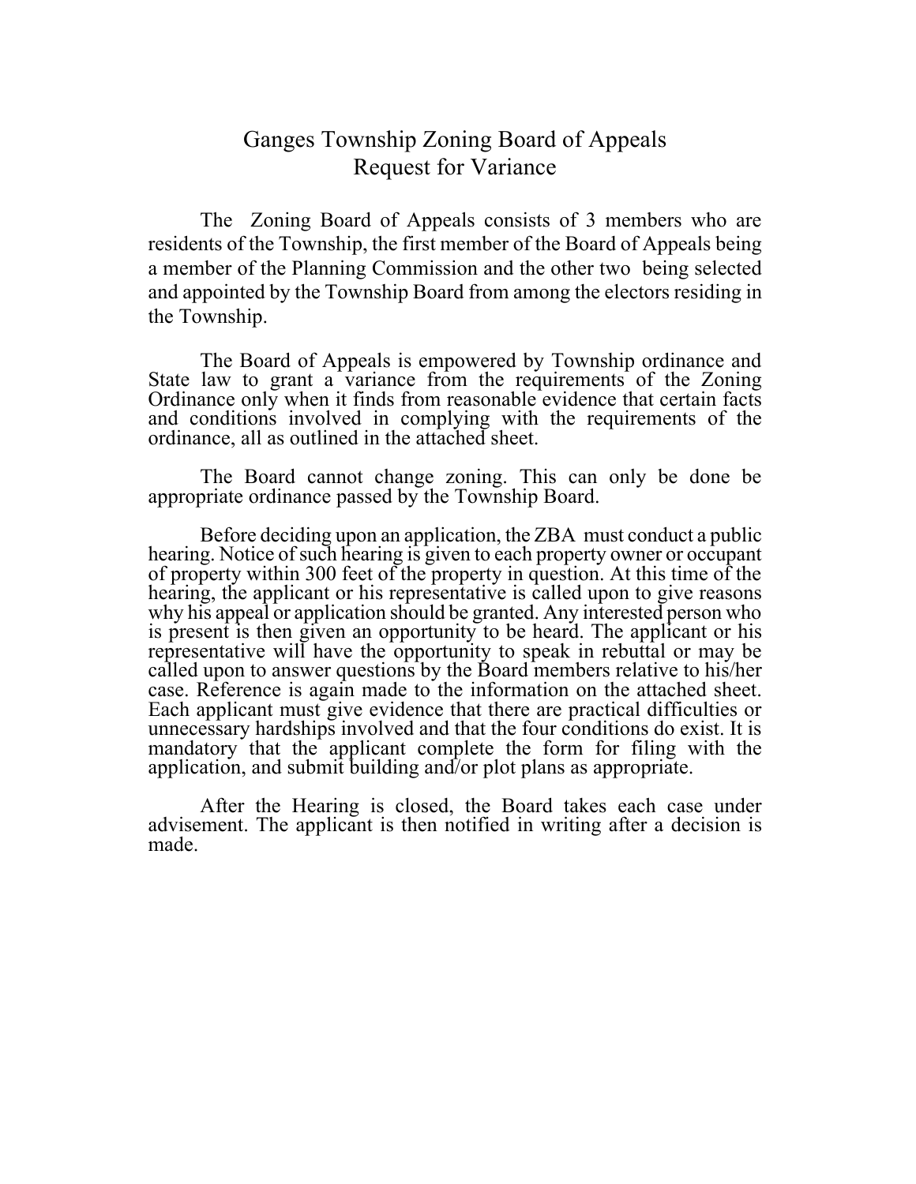# Ganges Township Zoning Board of Appeals
## Request for Variance

The Zoning Board of Appeals consists of 3 members who are residents of the Township, the first member of the Board of Appeals being a member of the Planning Commission and the other two being selected and appointed by the Township Board from among the electors residing in the Township.

The Board of Appeals is empowered by Township ordinance and State law to grant a variance from the requirements of the Zoning Ordinance only when it finds from reasonable evidence that certain facts and conditions involved in complying with the requirements of the ordinance, all as outlined in the attached sheet.

The Board cannot change zoning. This can only be done be appropriate ordinance passed by the Township Board.

Before deciding upon an application, the ZBA must conduct a public hearing. Notice of such hearing is given to each property owner or occupant of property within 300 feet of the property in question. At this time of the hearing, the applicant or his representative is called upon to give reasons why his appeal or application should be granted. Any interested person who is present is then given an opportunity to be heard. The applicant or his representative will have the opportunity to speak in rebuttal or may be called upon to answer questions by the Board members relative to his/her case. Reference is again made to the information on the attached sheet. Each applicant must give evidence that there are practical difficulties or unnecessary hardships involved and that the four conditions do exist. It is mandatory that the applicant complete the form for filing with the application, and submit building and/or plot plans as appropriate.

After the Hearing is closed, the Board takes each case under advisement. The applicant is then notified in writing after a decision is made.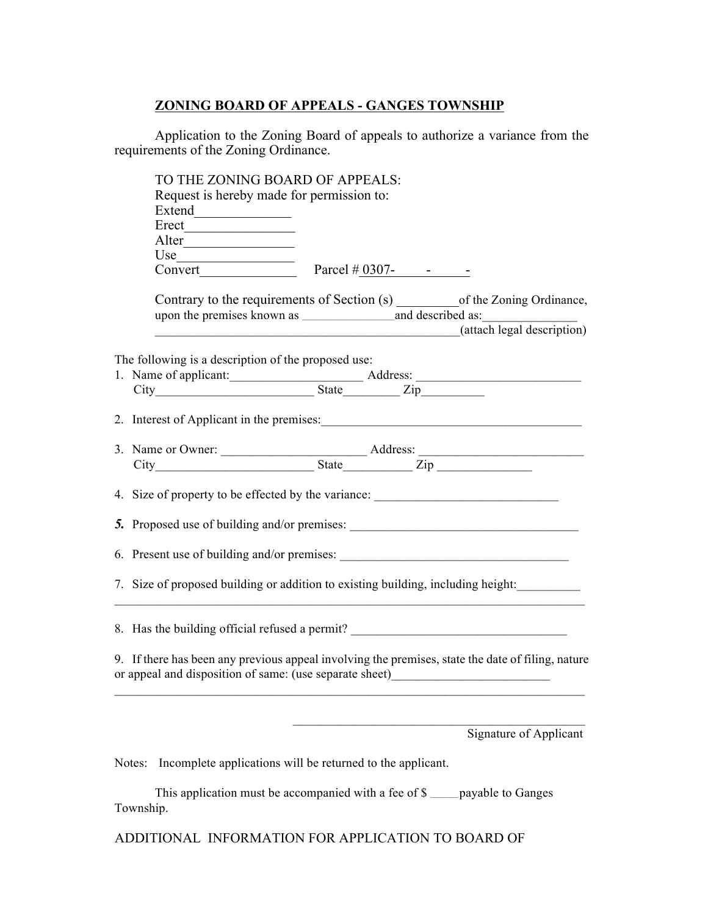## ZONING BOARD OF APPEALS - GANGES TOWNSHIP

Application to the Zoning Board of appeals to authorize a variance from the requirements of the Zoning Ordinance.

TO THE ZONING BOARD OF APPEALS:
Request is hereby made for permission to:
Extend______________
Erect________________
Alter________________
Use_________________
Convert______________ Parcel # 0307-\_\_\_\_\_-\_\_\_\_\_-

Contrary to the requirements of Section (s) _________of the Zoning Ordinance, upon the premises known as _______________and described as:______________
_______________________________________________(attach legal description)

The following is a description of the proposed use:

1. Name of applicant:____________________ Address: __________________________
   City_________________________ State_________ Zip__________
2. Interest of Applicant in the premises:__________________________________________
3. Name or Owner: _______________________ Address: __________________________
   City_________________________ State___________ Zip _______________
4. Size of property to be effected by the variance: _____________________________
5. Proposed use of building and/or premises: _____________________________________
6. Present use of building and/or premises: _____________________________________
7. Size of proposed building or addition to existing building, including height:__________
   ____________________________________________________________________________
8. Has the building official refused a permit? __________________________________
9. If there has been any previous appeal involving the premises, state the date of filing, nature or appeal and disposition of same: (use separate sheet)_________________________
   ____________________________________________________________________________

_____________________________________________
Signature of Applicant

Notes: Incomplete applications will be returned to the applicant.

This application must be accompanied with a fee of $ _____payable to Ganges Township.

ADDITIONAL INFORMATION FOR APPLICATION TO BOARD OF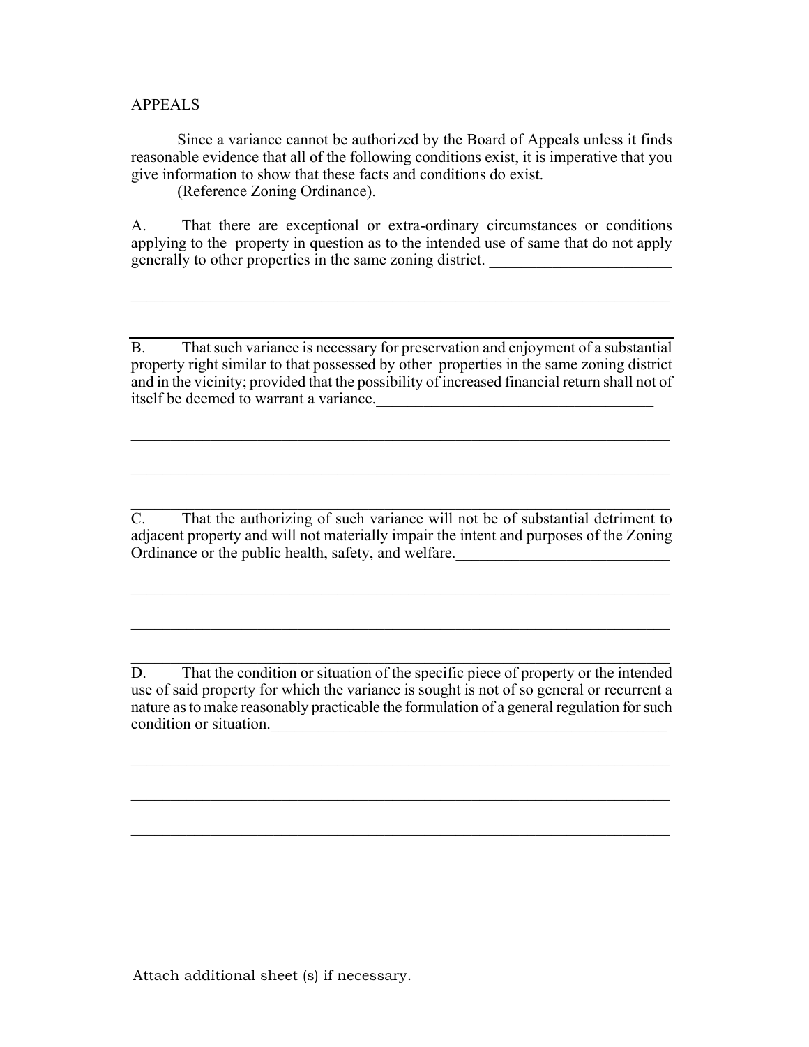APPEALS

Since a variance cannot be authorized by the Board of Appeals unless it finds reasonable evidence that all of the following conditions exist, it is imperative that you give information to show that these facts and conditions do exist.
(Reference Zoning Ordinance).

A. That there are exceptional or extra-ordinary circumstances or conditions applying to the property in question as to the intended use of same that do not apply generally to other properties in the same zoning district. _______________________

_____________________________________________________________________

B. That such variance is necessary for preservation and enjoyment of a substantial property right similar to that possessed by other properties in the same zoning district and in the vicinity; provided that the possibility of increased financial return shall not of itself be deemed to warrant a variance.___________________________________

_____________________________________________________________________

_____________________________________________________________________

_____________________________________________________________________

C. That the authorizing of such variance will not be of substantial detriment to adjacent property and will not materially impair the intent and purposes of the Zoning Ordinance or the public health, safety, and welfare.___________________________

_____________________________________________________________________

_____________________________________________________________________

_____________________________________________________________________

D. That the condition or situation of the specific piece of property or the intended use of said property for which the variance is sought is not of so general or recurrent a nature as to make reasonably practicable the formulation of a general regulation for such condition or situation.____________________________________________________

_____________________________________________________________________

_____________________________________________________________________

_____________________________________________________________________

Attach additional sheet (s) if necessary.